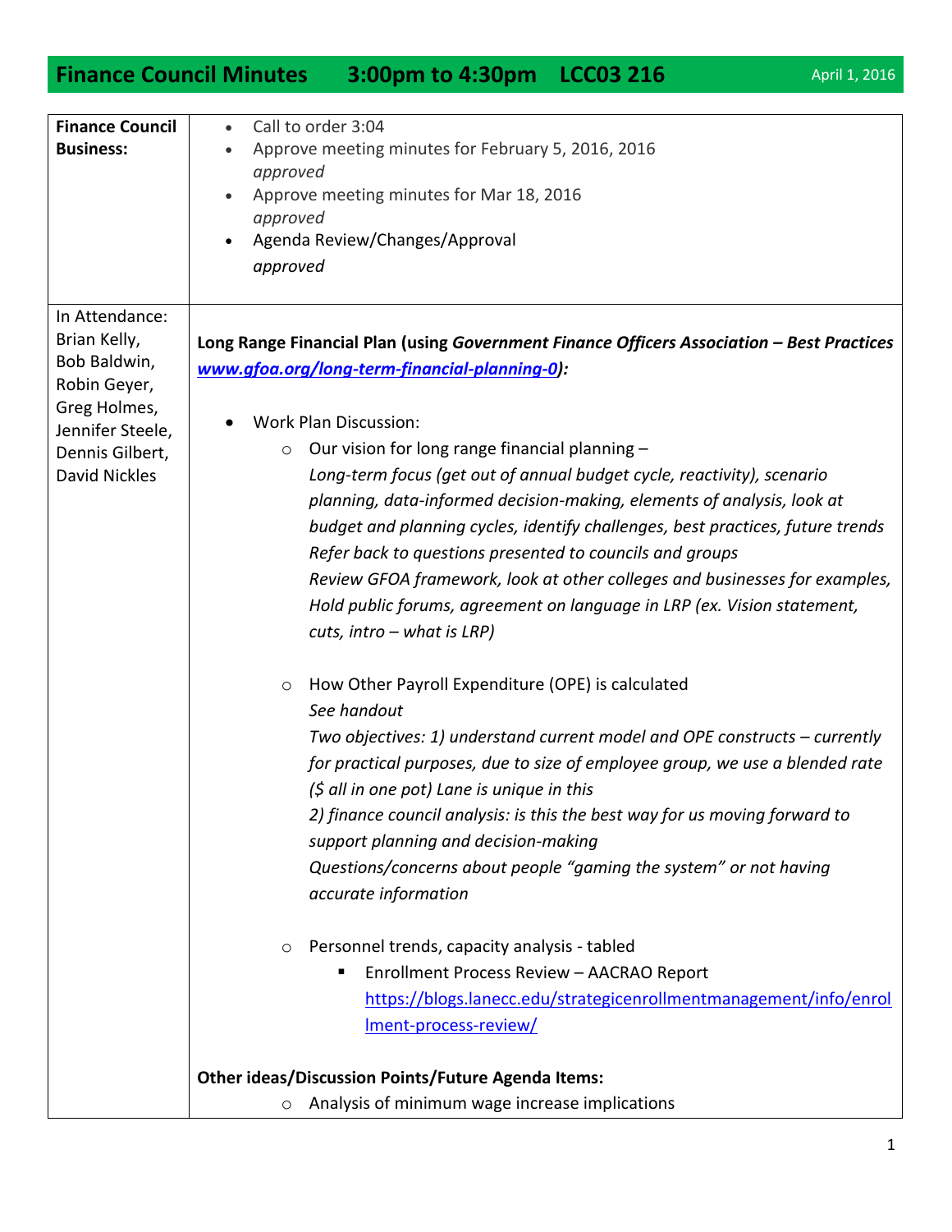# Finance Council Minutes 3:00pm to 4:30pm LCC03 216

April 1, 2016

| | |
|---|---|
| **Finance Council Business:** | • Call to order 3:04<br>• Approve meeting minutes for February 5, 2016, 2016<br>*approved*<br>• Approve meeting minutes for Mar 18, 2016<br>*approved*<br>• Agenda Review/Changes/Approval<br>*approved* |
| In Attendance: Brian Kelly, Bob Baldwin, Robin Geyer, Greg Holmes, Jennifer Steele, Dennis Gilbert, David Nickles | **Long Range Financial Plan (using *Government Finance Officers Association – Best Practices* *www.gfoa.org/long-term-financial-planning-0*):**<br><br>• Work Plan Discussion:<br>  ○ Our vision for long range financial planning –<br>  *Long-term focus (get out of annual budget cycle, reactivity), scenario planning, data-informed decision-making, elements of analysis, look at budget and planning cycles, identify challenges, best practices, future trends*<br>  *Refer back to questions presented to councils and groups*<br>  *Review GFOA framework, look at other colleges and businesses for examples,*<br>  *Hold public forums, agreement on language in LRP (ex. Vision statement, cuts, intro – what is LRP)*<br><br>  ○ How Other Payroll Expenditure (OPE) is calculated<br>  *See handout*<br>  *Two objectives: 1) understand current model and OPE constructs – currently for practical purposes, due to size of employee group, we use a blended rate ($ all in one pot) Lane is unique in this*<br>  *2) finance council analysis: is this the best way for us moving forward to support planning and decision-making*<br>  *Questions/concerns about people "gaming the system" or not having accurate information*<br><br>  ○ Personnel trends, capacity analysis - tabled<br>    ▪ Enrollment Process Review – AACRAO Report<br>    https://blogs.lanecc.edu/strategicenrollmentmanagement/info/enrollment-process-review/<br><br>**Other ideas/Discussion Points/Future Agenda Items:**<br>  ○ Analysis of minimum wage increase implications |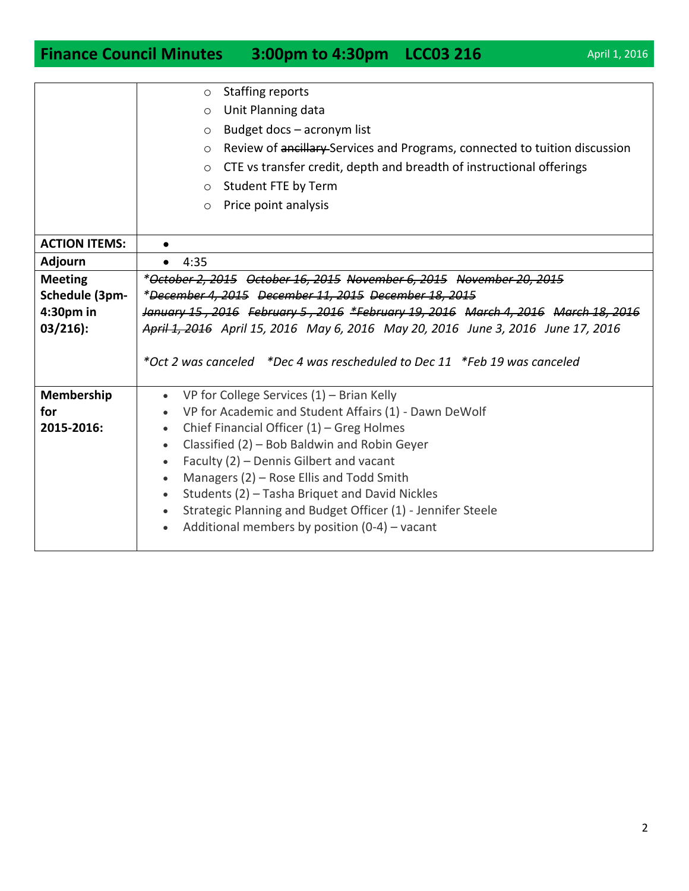# Finance Council Minutes 3:00pm to 4:30pm LCC03 216

April 1, 2016

| | |
|---|---|
| | ○ Staffing reports<br>○ Unit Planning data<br>○ Budget docs – acronym list<br>○ Review of ~~ancillary~~ Services and Programs, connected to tuition discussion<br>○ CTE vs transfer credit, depth and breadth of instructional offerings<br>○ Student FTE by Term<br>○ Price point analysis |
| **ACTION ITEMS:** | • |
| **Adjourn** | • 4:35 |
| **Meeting Schedule (3pm-4:30pm in 03/216):** | *~~*October 2, 2015~~ ~~October 16, 2015~~ ~~November 6, 2015~~ ~~November 20, 2015~~*<br>*~~*December 4, 2015~~ ~~December 11, 2015~~ ~~December 18, 2015~~*<br>*~~January 15 , 2016~~ ~~February 5 , 2016~~ ~~*February 19, 2016~~ ~~March 4, 2016~~ ~~March 18, 2016~~*<br>*~~April 1, 2016~~ April 15, 2016 May 6, 2016 May 20, 2016 June 3, 2016 June 17, 2016*<br><br>*\*Oct 2 was canceled \*Dec 4 was rescheduled to Dec 11 \*Feb 19 was canceled* |
| **Membership for 2015-2016:** | • VP for College Services (1) – Brian Kelly<br>• VP for Academic and Student Affairs (1) - Dawn DeWolf<br>• Chief Financial Officer (1) – Greg Holmes<br>• Classified (2) – Bob Baldwin and Robin Geyer<br>• Faculty (2) – Dennis Gilbert and vacant<br>• Managers (2) – Rose Ellis and Todd Smith<br>• Students (2) – Tasha Briquet and David Nickles<br>• Strategic Planning and Budget Officer (1) - Jennifer Steele<br>• Additional members by position (0-4) – vacant |